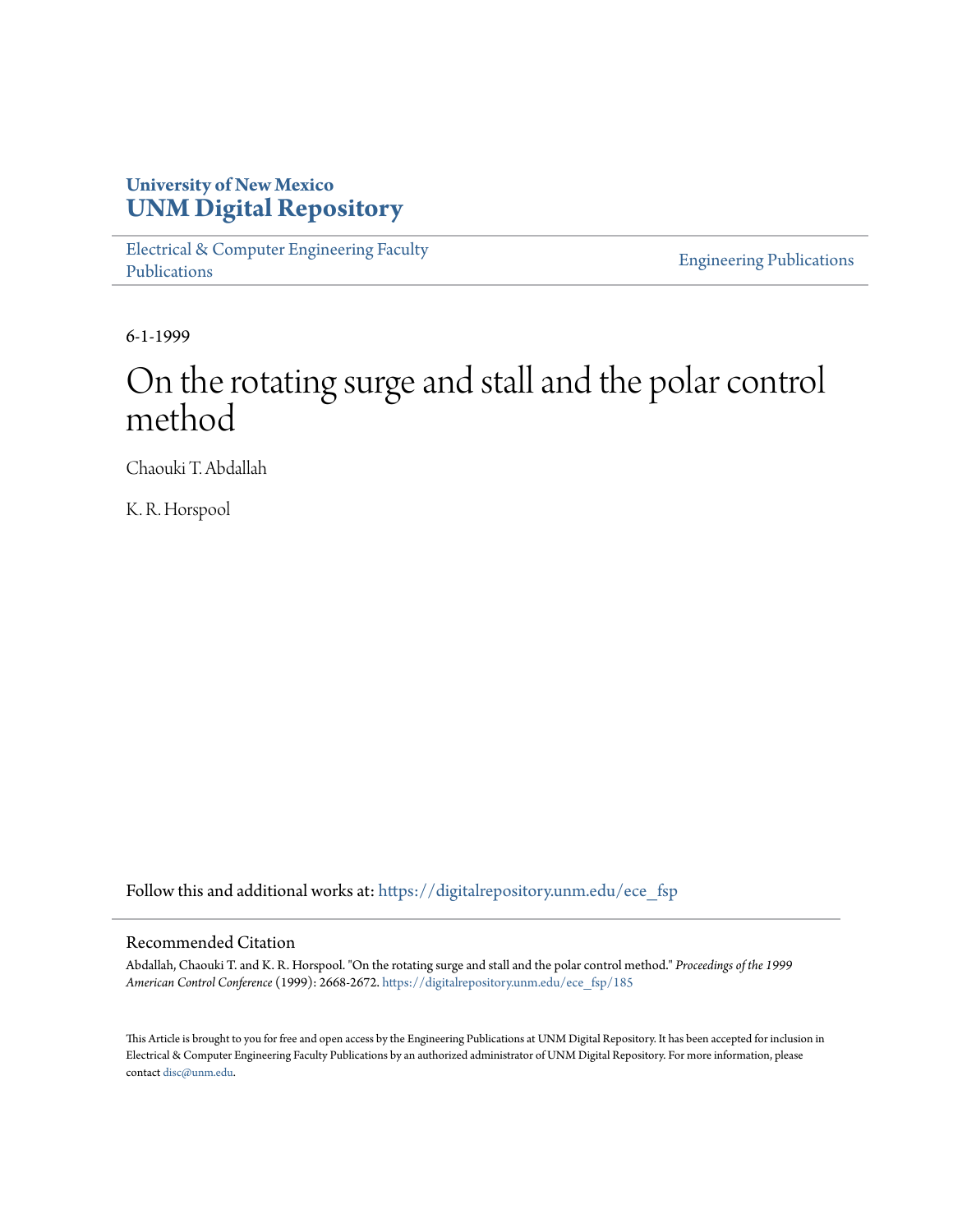University of New Mexico
**UNM Digital Repository**

Electrical & Computer Engineering Faculty Publications

Engineering Publications

6-1-1999

# On the rotating surge and stall and the polar control method

Chaouki T. Abdallah

K. R. Horspool

Follow this and additional works at: https://digitalrepository.unm.edu/ece_fsp

## Recommended Citation

Abdallah, Chaouki T. and K. R. Horspool. "On the rotating surge and stall and the polar control method." *Proceedings of the 1999 American Control Conference* (1999): 2668-2672. https://digitalrepository.unm.edu/ece_fsp/185

This Article is brought to you for free and open access by the Engineering Publications at UNM Digital Repository. It has been accepted for inclusion in Electrical & Computer Engineering Faculty Publications by an authorized administrator of UNM Digital Repository. For more information, please contact disc@unm.edu.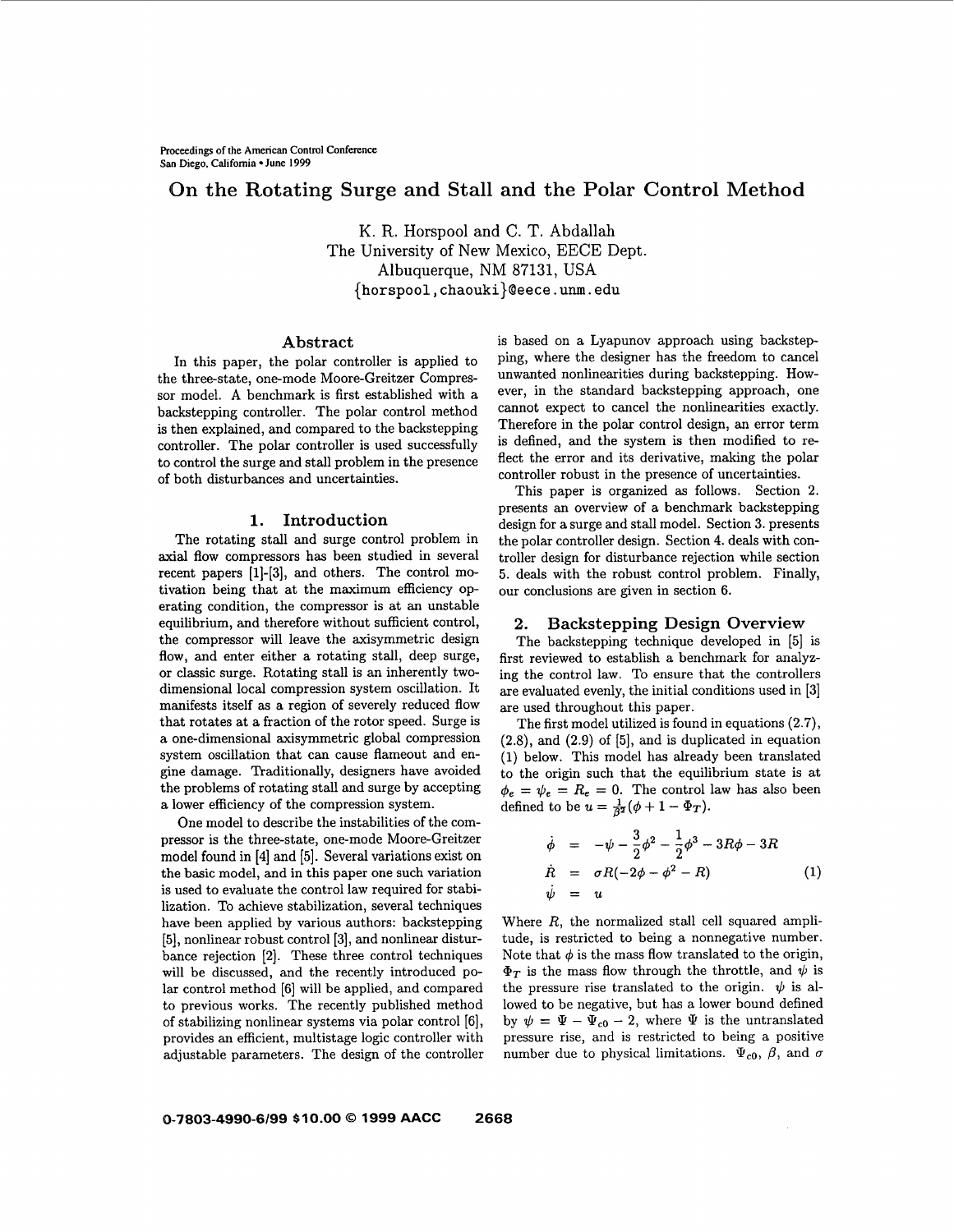Proceedings of the American Control Conference
San Diego, California • June 1999

# On the Rotating Surge and Stall and the Polar Control Method

K. R. Horspool and C. T. Abdallah
The University of New Mexico, EECE Dept.
Albuquerque, NM 87131, USA
{horspool,chaouki}@eece.unm.edu

## Abstract

In this paper, the polar controller is applied to the three-state, one-mode Moore-Greitzer Compressor model. A benchmark is first established with a backstepping controller. The polar control method is then explained, and compared to the backstepping controller. The polar controller is used successfully to control the surge and stall problem in the presence of both disturbances and uncertainties.

## 1. Introduction

The rotating stall and surge control problem in axial flow compressors has been studied in several recent papers [1]-[3], and others. The control motivation being that at the maximum efficiency operating condition, the compressor is at an unstable equilibrium, and therefore without sufficient control, the compressor will leave the axisymmetric design flow, and enter either a rotating stall, deep surge, or classic surge. Rotating stall is an inherently two-dimensional local compression system oscillation. It manifests itself as a region of severely reduced flow that rotates at a fraction of the rotor speed. Surge is a one-dimensional axisymmetric global compression system oscillation that can cause flameout and engine damage. Traditionally, designers have avoided the problems of rotating stall and surge by accepting a lower efficiency of the compression system.

One model to describe the instabilities of the compressor is the three-state, one-mode Moore-Greitzer model found in [4] and [5]. Several variations exist on the basic model, and in this paper one such variation is used to evaluate the control law required for stabilization. To achieve stabilization, several techniques have been applied by various authors: backstepping [5], nonlinear robust control [3], and nonlinear disturbance rejection [2]. These three control techniques will be discussed, and the recently introduced polar control method [6] will be applied, and compared to previous works. The recently published method of stabilizing nonlinear systems via polar control [6], provides an efficient, multistage logic controller with adjustable parameters. The design of the controller is based on a Lyapunov approach using backstepping, where the designer has the freedom to cancel unwanted nonlinearities during backstepping. However, in the standard backstepping approach, one cannot expect to cancel the nonlinearities exactly. Therefore in the polar control design, an error term is defined, and the system is then modified to reflect the error and its derivative, making the polar controller robust in the presence of uncertainties.

This paper is organized as follows. Section 2. presents an overview of a benchmark backstepping design for a surge and stall model. Section 3. presents the polar controller design. Section 4. deals with controller design for disturbance rejection while section 5. deals with the robust control problem. Finally, our conclusions are given in section 6.

## 2. Backstepping Design Overview

The backstepping technique developed in [5] is first reviewed to establish a benchmark for analyzing the control law. To ensure that the controllers are evaluated evenly, the initial conditions used in [3] are used throughout this paper.

The first model utilized is found in equations (2.7), (2.8), and (2.9) of [5], and is duplicated in equation (1) below. This model has already been translated to the origin such that the equilibrium state is at $\phi_e = \psi_e = R_e = 0$. The control law has also been defined to be $u = \frac{1}{\beta^2}(\phi + 1 - \Phi_T)$.

$$
\begin{aligned}
\dot{\phi} &= -\psi - \frac{3}{2}\phi^2 - \frac{1}{2}\phi^3 - 3R\phi - 3R \\
\dot{R} &= \sigma R(-2\phi - \phi^2 - R) \\
\dot{\psi} &= u
\end{aligned}
\tag{1}
$$

Where $R$, the normalized stall cell squared amplitude, is restricted to being a nonnegative number. Note that $\phi$ is the mass flow translated to the origin, $\Phi_T$ is the mass flow through the throttle, and $\psi$ is the pressure rise translated to the origin. $\psi$ is allowed to be negative, but has a lower bound defined by $\psi = \Psi - \Psi_{c0} - 2$, where $\Psi$ is the untranslated pressure rise, and is restricted to being a positive number due to physical limitations. $\Psi_{c0}$, $\beta$, and $\sigma$

0-7803-4990-6/99 $10.00 © 1999 AACC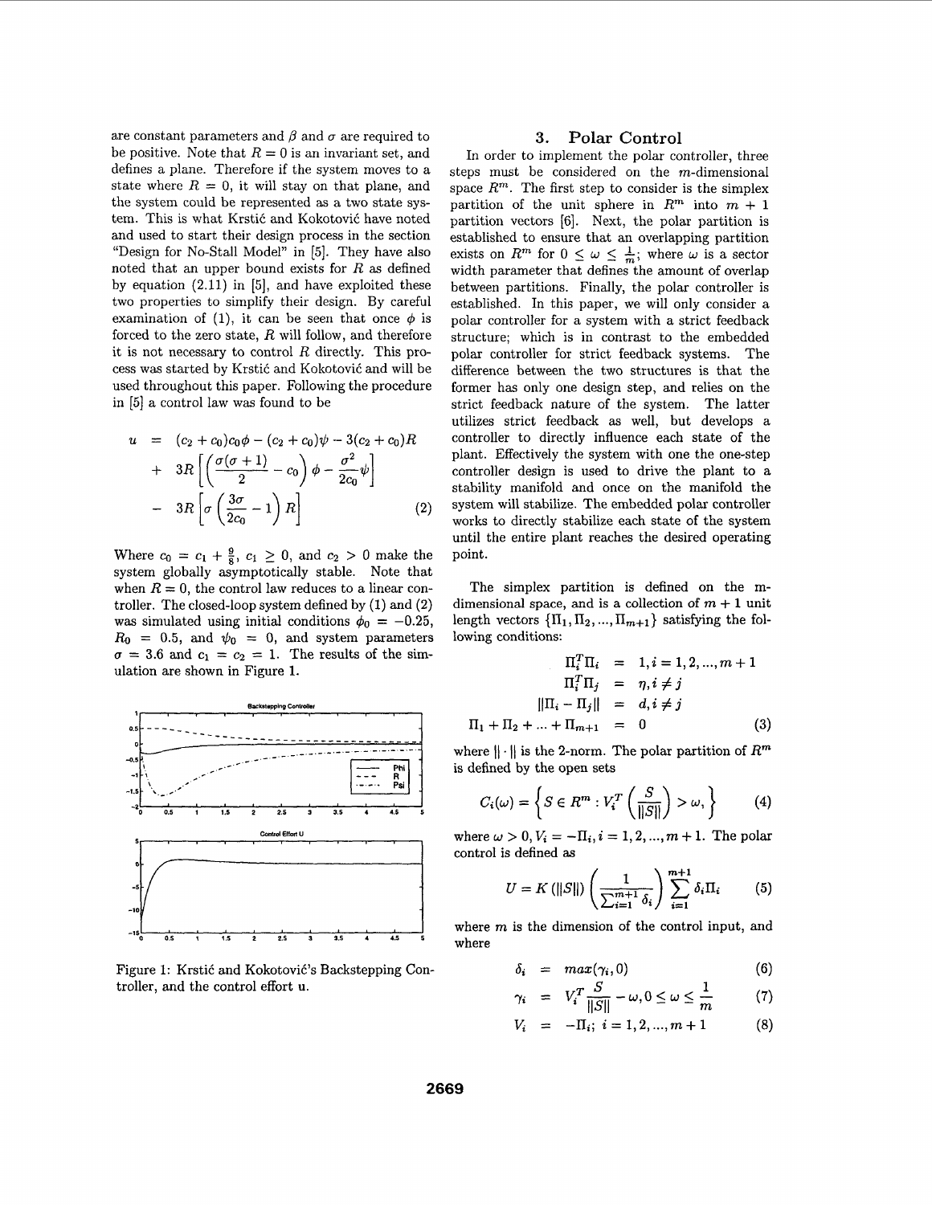are constant parameters and $\beta$ and $\sigma$ are required to be positive. Note that $R = 0$ is an invariant set, and defines a plane. Therefore if the system moves to a state where $R = 0$, it will stay on that plane, and the system could be represented as a two state system. This is what Krstić and Kokotović have noted and used to start their design process in the section "Design for No-Stall Model" in [5]. They have also noted that an upper bound exists for $R$ as defined by equation (2.11) in [5], and have exploited these two properties to simplify their design. By careful examination of (1), it can be seen that once $\phi$ is forced to the zero state, $R$ will follow, and therefore it is not necessary to control $R$ directly. This process was started by Krstić and Kokotović and will be used throughout this paper. Following the procedure in [5] a control law was found to be

$$
\begin{aligned}
u &= (c_2 + c_0)c_0\phi - (c_2 + c_0)\psi - 3(c_2 + c_0)R \\
&+ 3R\left[\left(\frac{\sigma(\sigma+1)}{2} - c_0\right)\phi - \frac{\sigma^2}{2c_0}\psi\right] \\
&- 3R\left[\sigma\left(\frac{3\sigma}{2c_0} - 1\right)R\right] \qquad (2)
\end{aligned}
$$

Where $c_0 = c_1 + \frac{9}{8}$, $c_1 \geq 0$, and $c_2 > 0$ make the system globally asymptotically stable. Note that when $R = 0$, the control law reduces to a linear controller. The closed-loop system defined by (1) and (2) was simulated using initial conditions $\phi_0 = -0.25$, $R_0 = 0.5$, and $\psi_0 = 0$, and system parameters $\sigma = 3.6$ and $c_1 = c_2 = 1$. The results of the simulation are shown in Figure 1.

Figure 1: Krstić and Kokotović's Backstepping Controller, and the control effort u.

## 3. Polar Control

In order to implement the polar controller, three steps must be considered on the $m$-dimensional space $R^m$. The first step to consider is the simplex partition of the unit sphere in $R^m$ into $m + 1$ partition vectors [6]. Next, the polar partition is established to ensure that an overlapping partition exists on $R^m$ for $0 \leq \omega \leq \frac{1}{m}$; where $\omega$ is a sector width parameter that defines the amount of overlap between partitions. Finally, the polar controller is established. In this paper, we will only consider a polar controller for a system with a strict feedback structure; which is in contrast to the embedded polar controller for strict feedback systems. The difference between the two structures is that the former has only one design step, and relies on the strict feedback nature of the system. The latter utilizes strict feedback as well, but develops a controller to directly influence each state of the plant. Effectively the system with one the one-step controller design is used to drive the plant to a stability manifold and once on the manifold the system will stabilize. The embedded polar controller works to directly stabilize each state of the system until the entire plant reaches the desired operating point.

The simplex partition is defined on the m-dimensional space, and is a collection of $m + 1$ unit length vectors $\{\Pi_1, \Pi_2, ..., \Pi_{m+1}\}$ satisfying the following conditions:

$$
\begin{aligned}
\Pi_i^T \Pi_i &= 1, i = 1, 2, ..., m + 1 \\
\Pi_i^T \Pi_j &= \eta, i \neq j \\
\|\Pi_i - \Pi_j\| &= d, i \neq j \\
\Pi_1 + \Pi_2 + ... + \Pi_{m+1} &= 0 \qquad (3)
\end{aligned}
$$

where $\|\cdot\|$ is the 2-norm. The polar partition of $R^m$ is defined by the open sets

$$
C_i(\omega) = \left\{ S \in R^m : V_i^T \left(\frac{S}{\|S\|}\right) > \omega, \right\} \qquad (4)
$$

where $\omega > 0, V_i = -\Pi_i, i = 1, 2, ..., m + 1$. The polar control is defined as

$$
U = K(\|S\|)\left(\frac{1}{\sum_{i=1}^{m+1} \delta_i}\right) \sum_{i=1}^{m+1} \delta_i \Pi_i \qquad (5)
$$

where $m$ is the dimension of the control input, and where

$$
\begin{aligned}
\delta_i &= max(\gamma_i, 0) \qquad (6) \\
\gamma_i &= V_i^T \frac{S}{\|S\|} - \omega, 0 \leq \omega \leq \frac{1}{m} \qquad (7) \\
V_i &= -\Pi_i;\ i = 1, 2, ..., m + 1 \qquad (8)
\end{aligned}
$$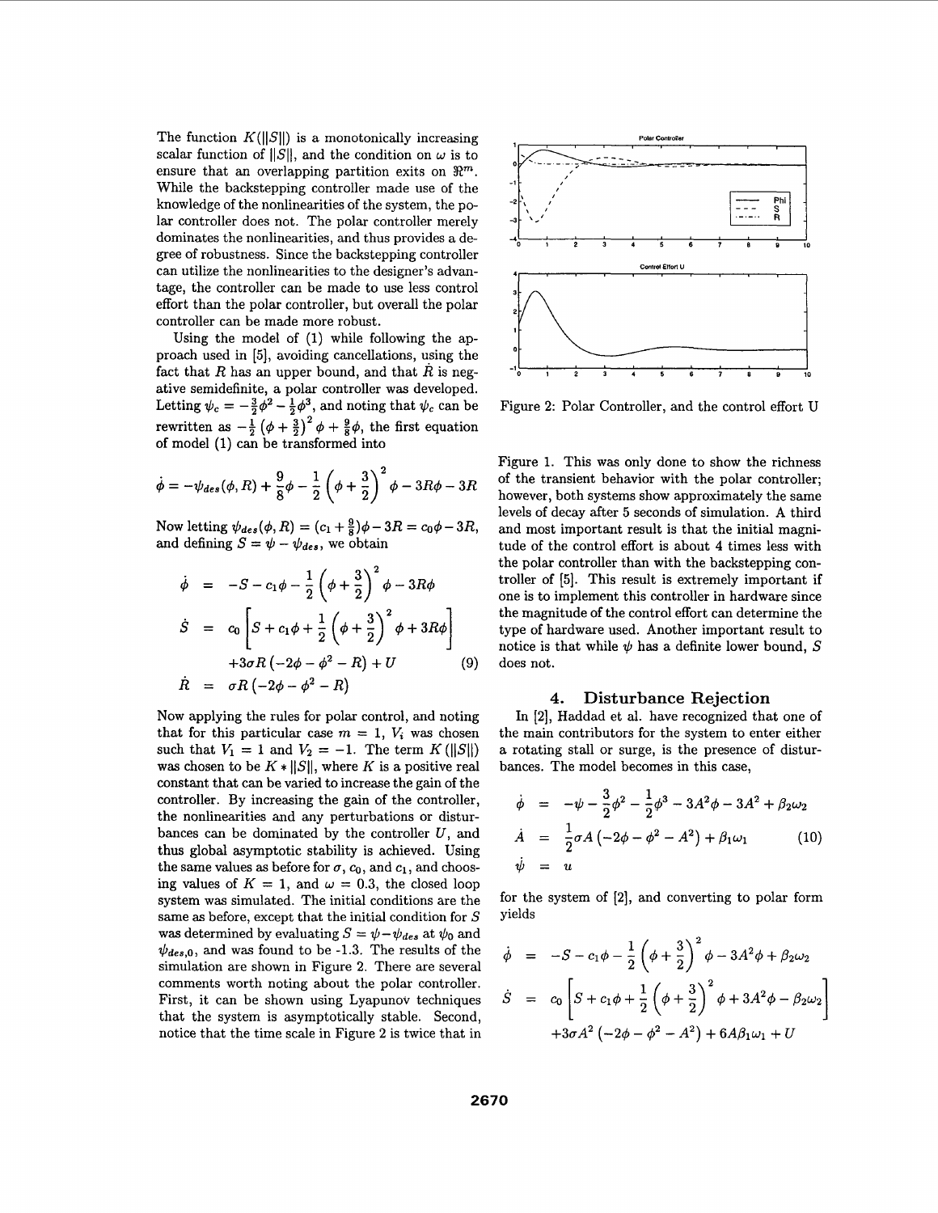The function $K(\|S\|)$ is a monotonically increasing scalar function of $\|S\|$, and the condition on $\omega$ is to ensure that an overlapping partition exits on $\Re^m$. While the backstepping controller made use of the knowledge of the nonlinearities of the system, the polar controller does not. The polar controller merely dominates the nonlinearities, and thus provides a degree of robustness. Since the backstepping controller can utilize the nonlinearities to the designer's advantage, the controller can be made to use less control effort than the polar controller, but overall the polar controller can be made more robust.

Using the model of (1) while following the approach used in [5], avoiding cancellations, using the fact that $R$ has an upper bound, and that $\dot{R}$ is negative semidefinite, a polar controller was developed. Letting $\psi_c = -\frac{3}{2}\phi^2 - \frac{1}{2}\phi^3$, and noting that $\psi_c$ can be rewritten as $-\frac{1}{2}\left(\phi + \frac{3}{2}\right)^2 \phi + \frac{9}{8}\phi$, the first equation of model (1) can be transformed into

$$\dot{\phi} = -\psi_{des}(\phi, R) + \frac{9}{8}\phi - \frac{1}{2}\left(\phi + \frac{3}{2}\right)^2 \phi - 3R\phi - 3R$$

Now letting $\psi_{des}(\phi, R) = (c_1 + \frac{9}{8})\phi - 3R = c_0\phi - 3R$, and defining $S = \psi - \psi_{des}$, we obtain

$$\begin{aligned}
\dot{\phi} &= -S - c_1\phi - \frac{1}{2}\left(\phi + \frac{3}{2}\right)^2 \phi - 3R\phi \\
\dot{S} &= c_0\left[S + c_1\phi + \frac{1}{2}\left(\phi + \frac{3}{2}\right)^2 \phi + 3R\phi\right] \\
&\quad + 3\sigma R\left(-2\phi - \phi^2 - R\right) + U \qquad (9) \\
\dot{R} &= \sigma R\left(-2\phi - \phi^2 - R\right)
\end{aligned}$$

Now applying the rules for polar control, and noting that for this particular case $m = 1$, $V_i$ was chosen such that $V_1 = 1$ and $V_2 = -1$. The term $K(\|S\|)$ was chosen to be $K * \|S\|$, where $K$ is a positive real constant that can be varied to increase the gain of the controller. By increasing the gain of the controller, the nonlinearities and any perturbations or disturbances can be dominated by the controller $U$, and thus global asymptotic stability is achieved. Using the same values as before for $\sigma$, $c_0$, and $c_1$, and choosing values of $K = 1$, and $\omega = 0.3$, the closed loop system was simulated. The initial conditions are the same as before, except that the initial condition for $S$ was determined by evaluating $S = \psi - \psi_{des}$ at $\psi_0$ and $\psi_{des,0}$, and was found to be -1.3. The results of the simulation are shown in Figure 2. There are several comments worth noting about the polar controller. First, it can be shown using Lyapunov techniques that the system is asymptotically stable. Second, notice that the time scale in Figure 2 is twice that in Figure 1. This was only done to show the richness of the transient behavior with the polar controller; however, both systems show approximately the same levels of decay after 5 seconds of simulation. A third and most important result is that the initial magnitude of the control effort is about 4 times less with the polar controller than with the backstepping controller of [5]. This result is extremely important if one is to implement this controller in hardware since the magnitude of the control effort can determine the type of hardware used. Another important result to notice is that while $\psi$ has a definite lower bound, $S$ does not.

Figure 2: Polar Controller, and the control effort U

## 4. Disturbance Rejection

In [2], Haddad et al. have recognized that one of the main contributors for the system to enter either a rotating stall or surge, is the presence of disturbances. The model becomes in this case,

$$\begin{aligned}
\dot{\phi} &= -\psi - \frac{3}{2}\phi^2 - \frac{1}{2}\phi^3 - 3A^2\phi - 3A^2 + \beta_2\omega_2 \\
\dot{A} &= \frac{1}{2}\sigma A\left(-2\phi - \phi^2 - A^2\right) + \beta_1\omega_1 \qquad (10) \\
\dot{\psi} &= u
\end{aligned}$$

for the system of [2], and converting to polar form yields

$$\begin{aligned}
\dot{\phi} &= -S - c_1\phi - \frac{1}{2}\left(\phi + \frac{3}{2}\right)^2 \phi - 3A^2\phi + \beta_2\omega_2 \\
\dot{S} &= c_0\left[S + c_1\phi + \frac{1}{2}\left(\phi + \frac{3}{2}\right)^2 \phi + 3A^2\phi - \beta_2\omega_2\right] \\
&\quad + 3\sigma A^2\left(-2\phi - \phi^2 - A^2\right) + 6A\beta_1\omega_1 + U
\end{aligned}$$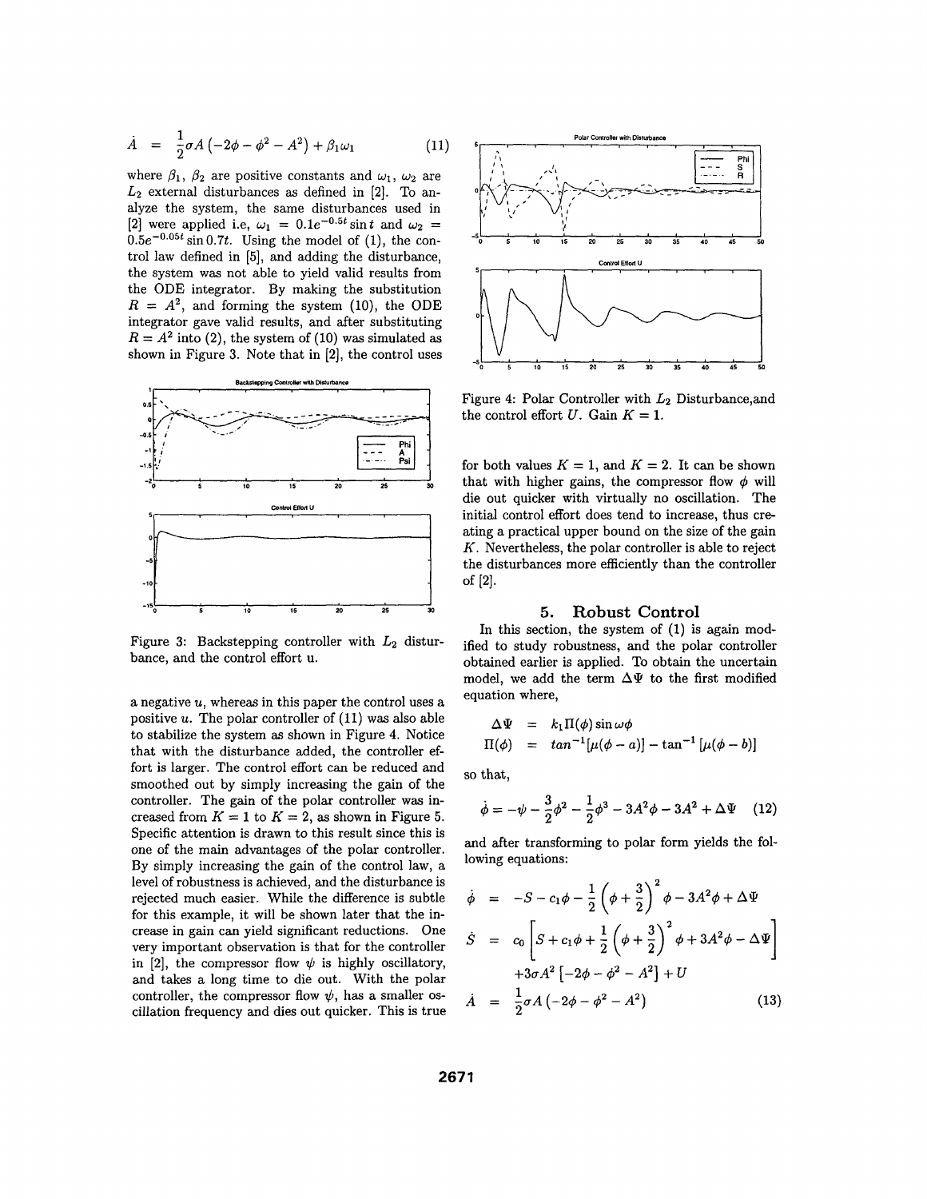$$\dot{A} = \frac{1}{2}\sigma A\left(-2\phi - \phi^2 - A^2\right) + \beta_1\omega_1 \quad (11)$$

where $\beta_1$, $\beta_2$ are positive constants and $\omega_1$, $\omega_2$ are $L_2$ external disturbances as defined in [2]. To analyze the system, the same disturbances used in [2] were applied i.e, $\omega_1 = 0.1e^{-0.5t}\sin t$ and $\omega_2 = 0.5e^{-0.05t}\sin 0.7t$. Using the model of (1), the control law defined in [5], and adding the disturbance, the system was not able to yield valid results from the ODE integrator. By making the substitution $R = A^2$, and forming the system (10), the ODE integrator gave valid results, and after substituting $R = A^2$ into (2), the system of (10) was simulated as shown in Figure 3. Note that in [2], the control uses a negative $u$, whereas in this paper the control uses a positive $u$. The polar controller of (11) was also able to stabilize the system as shown in Figure 4. Notice that with the disturbance added, the controller effort is larger. The control effort can be reduced and smoothed out by simply increasing the gain of the controller. The gain of the polar controller was increased from $K = 1$ to $K = 2$, as shown in Figure 5. Specific attention is drawn to this result since this is one of the main advantages of the polar controller. By simply increasing the gain of the control law, a level of robustness is achieved, and the disturbance is rejected much easier. While the difference is subtle for this example, it will be shown later that the increase in gain can yield significant reductions. One very important observation is that for the controller in [2], the compressor flow $\psi$ is highly oscillatory, and takes a long time to die out. With the polar controller, the compressor flow $\psi$, has a smaller oscillation frequency and dies out quicker. This is true for both values $K = 1$, and $K = 2$. It can be shown that with higher gains, the compressor flow $\phi$ will die out quicker with virtually no oscillation. The initial control effort does tend to increase, thus creating a practical upper bound on the size of the gain $K$. Nevertheless, the polar controller is able to reject the disturbances more efficiently than the controller of [2].

Figure 3: Backstepping controller with $L_2$ disturbance, and the control effort u.

Figure 4: Polar Controller with $L_2$ Disturbance,and the control effort $U$. Gain $K = 1$.

## 5. Robust Control

In this section, the system of (1) is again modified to study robustness, and the polar controller obtained earlier is applied. To obtain the uncertain model, we add the term $\Delta\Psi$ to the first modified equation where,

$$\begin{aligned}
\Delta\Psi &= k_1\Pi(\phi)\sin\omega\phi \\
\Pi(\phi) &= tan^{-1}[\mu(\phi - a)] - \tan^{-1}[\mu(\phi - b)]
\end{aligned}$$

so that,

$$\dot{\phi} = -\psi - \frac{3}{2}\phi^2 - \frac{1}{2}\phi^3 - 3A^2\phi - 3A^2 + \Delta\Psi \quad (12)$$

and after transforming to polar form yields the following equations:

$$\begin{aligned}
\dot{\phi} &= -S - c_1\phi - \frac{1}{2}\left(\phi + \frac{3}{2}\right)^2\phi - 3A^2\phi + \Delta\Psi \\
\dot{S} &= c_0\left[S + c_1\phi + \frac{1}{2}\left(\phi + \frac{3}{2}\right)^2\phi + 3A^2\phi - \Delta\Psi\right] \\
&\quad + 3\sigma A^2\left[-2\phi - \phi^2 - A^2\right] + U \\
\dot{A} &= \frac{1}{2}\sigma A\left(-2\phi - \phi^2 - A^2\right) \quad (13)
\end{aligned}$$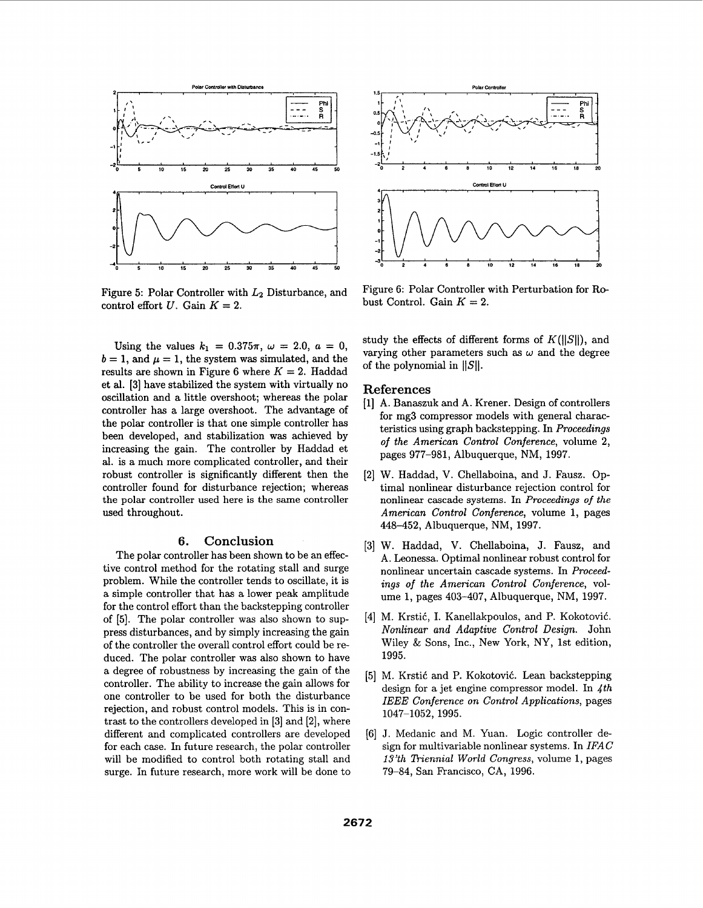Polar Controller with Disturbance

Phi
S
R

0 5 10 15 20 25 30 35 40 45 50

Control Effort U

0 5 10 15 20 25 30 35 40 45 50

Figure 5: Polar Controller with $L_2$ Disturbance, and control effort $U$. Gain $K = 2$.

Polar Controller

Phi
S
R

0 2 4 6 8 10 12 14 16 18 20

Control Effort U

0 2 4 6 8 10 12 14 16 18 20

Figure 6: Polar Controller with Perturbation for Robust Control. Gain $K = 2$.

Using the values $k_1 = 0.375\pi$, $\omega = 2.0$, $a = 0$, $b = 1$, and $\mu = 1$, the system was simulated, and the results are shown in Figure 6 where $K = 2$. Haddad et al. [3] have stabilized the system with virtually no oscillation and a little overshoot; whereas the polar controller has a large overshoot. The advantage of the polar controller is that one simple controller has been developed, and stabilization was achieved by increasing the gain. The controller by Haddad et al. is a much more complicated controller, and their robust controller is significantly different then the controller found for disturbance rejection; whereas the polar controller used here is the same controller used throughout.

## 6. Conclusion

The polar controller has been shown to be an effective control method for the rotating stall and surge problem. While the controller tends to oscillate, it is a simple controller that has a lower peak amplitude for the control effort than the backstepping controller of [5]. The polar controller was also shown to suppress disturbances, and by simply increasing the gain of the controller the overall control effort could be reduced. The polar controller was also shown to have a degree of robustness by increasing the gain of the controller. The ability to increase the gain allows for one controller to be used for both the disturbance rejection, and robust control models. This is in contrast to the controllers developed in [3] and [2], where different and complicated controllers are developed for each case. In future research, the polar controller will be modified to control both rotating stall and surge. In future research, more work will be done to study the effects of different forms of $K(\|S\|)$, and varying other parameters such as $\omega$ and the degree of the polynomial in $\|S\|$.

## References

[1] A. Banaszuk and A. Krener. Design of controllers for mg3 compressor models with general characteristics using graph backstepping. In *Proceedings of the American Control Conference*, volume 2, pages 977–981, Albuquerque, NM, 1997.

[2] W. Haddad, V. Chellaboina, and J. Fausz. Optimal nonlinear disturbance rejection control for nonlinear cascade systems. In *Proceedings of the American Control Conference*, volume 1, pages 448–452, Albuquerque, NM, 1997.

[3] W. Haddad, V. Chellaboina, J. Fausz, and A. Leonessa. Optimal nonlinear robust control for nonlinear uncertain cascade systems. In *Proceedings of the American Control Conference*, volume 1, pages 403–407, Albuquerque, NM, 1997.

[4] M. Krstić, I. Kanellakpoulos, and P. Kokotović. *Nonlinear and Adaptive Control Design*. John Wiley & Sons, Inc., New York, NY, 1st edition, 1995.

[5] M. Krstić and P. Kokotović. Lean backstepping design for a jet engine compressor model. In *4th IEEE Conference on Control Applications*, pages 1047–1052, 1995.

[6] J. Medanic and M. Yuan. Logic controller design for multivariable nonlinear systems. In *IFAC 13'th Triennial World Congress*, volume 1, pages 79–84, San Francisco, CA, 1996.